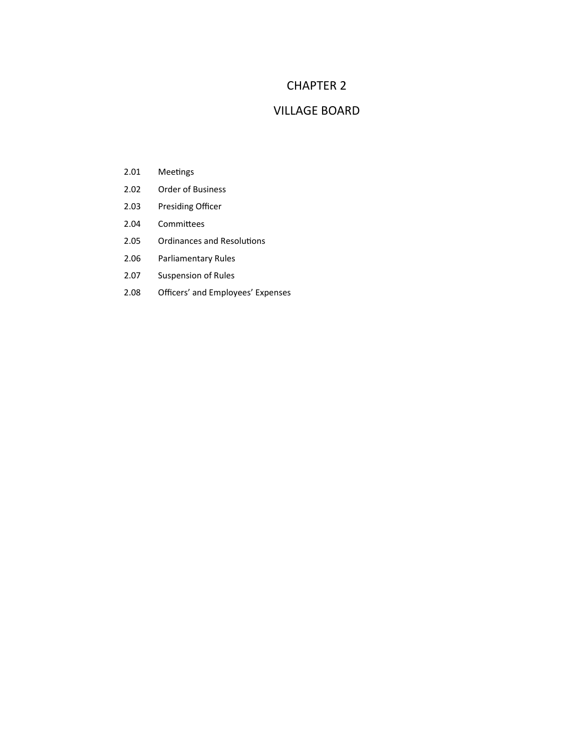# CHAPTER 2

# VILLAGE BOARD

2.01 Meetings

2.02 Order of Business

2.03 Presiding Officer

2.04 Committees

2.05 Ordinances and Resolutions

2.06 Parliamentary Rules

2.07 Suspension of Rules

2.08 Officers' and Employees' Expenses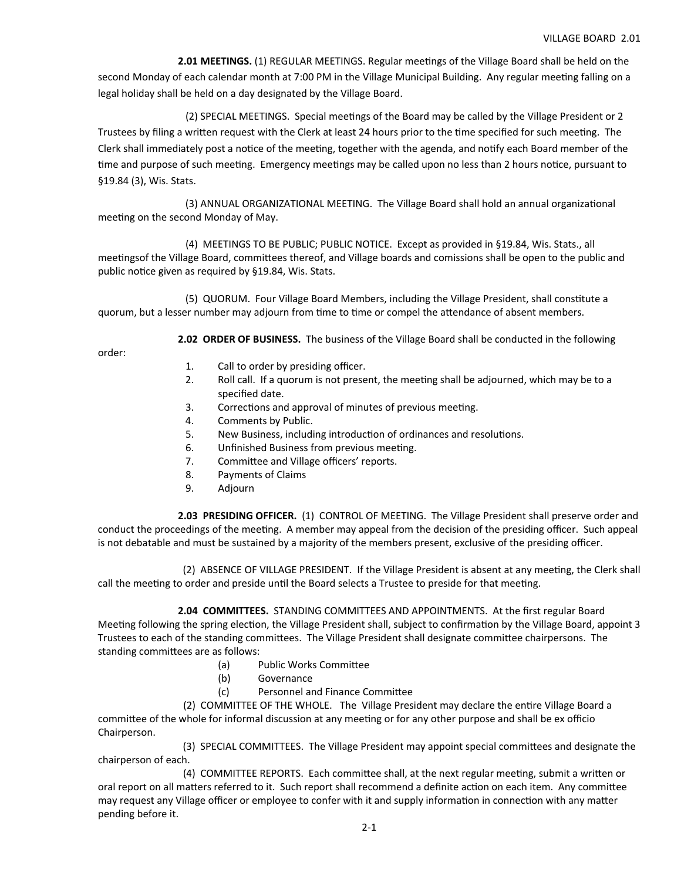**2.01 MEETINGS.** (1) REGULAR MEETINGS. Regular meetings of the Village Board shall be held on the second Monday of each calendar month at 7:00 PM in the Village Municipal Building. Any regular meeting falling on a legal holiday shall be held on a day designated by the Village Board.

(2) SPECIAL MEETINGS. Special meetings of the Board may be called by the Village President or 2 Trustees by filing a written request with the Clerk at least 24 hours prior to the time specified for such meeting. The Clerk shall immediately post a notice of the meeting, together with the agenda, and notify each Board member of the time and purpose of such meeting. Emergency meetings may be called upon no less than 2 hours notice, pursuant to §19.84 (3), Wis. Stats.

(3) ANNUAL ORGANIZATIONAL MEETING. The Village Board shall hold an annual organizational meeting on the second Monday of May.

(4) MEETINGS TO BE PUBLIC; PUBLIC NOTICE. Except as provided in §19.84, Wis. Stats., all meetingsof the Village Board, committees thereof, and Village boards and comissions shall be open to the public and public notice given as required by §19.84, Wis. Stats.

(5) QUORUM. Four Village Board Members, including the Village President, shall constitute a quorum, but a lesser number may adjourn from time to time or compel the attendance of absent members.

**2.02 ORDER OF BUSINESS.** The business of the Village Board shall be conducted in the following order:

1. Call to order by presiding officer.
2. Roll call. If a quorum is not present, the meeting shall be adjourned, which may be to a specified date.
3. Corrections and approval of minutes of previous meeting.
4. Comments by Public.
5. New Business, including introduction of ordinances and resolutions.
6. Unfinished Business from previous meeting.
7. Committee and Village officers' reports.
8. Payments of Claims
9. Adjourn

**2.03 PRESIDING OFFICER.** (1) CONTROL OF MEETING. The Village President shall preserve order and conduct the proceedings of the meeting. A member may appeal from the decision of the presiding officer. Such appeal is not debatable and must be sustained by a majority of the members present, exclusive of the presiding officer.

(2) ABSENCE OF VILLAGE PRESIDENT. If the Village President is absent at any meeting, the Clerk shall call the meeting to order and preside until the Board selects a Trustee to preside for that meeting.

**2.04 COMMITTEES.** STANDING COMMITTEES AND APPOINTMENTS. At the first regular Board Meeting following the spring election, the Village President shall, subject to confirmation by the Village Board, appoint 3 Trustees to each of the standing committees. The Village President shall designate committee chairpersons. The standing committees are as follows:

(a) Public Works Committee
(b) Governance
(c) Personnel and Finance Committee

(2) COMMITTEE OF THE WHOLE. The Village President may declare the entire Village Board a committee of the whole for informal discussion at any meeting or for any other purpose and shall be ex officio Chairperson.

(3) SPECIAL COMMITTEES. The Village President may appoint special committees and designate the chairperson of each.

(4) COMMITTEE REPORTS. Each committee shall, at the next regular meeting, submit a written or oral report on all matters referred to it. Such report shall recommend a definite action on each item. Any committee may request any Village officer or employee to confer with it and supply information in connection with any matter pending before it.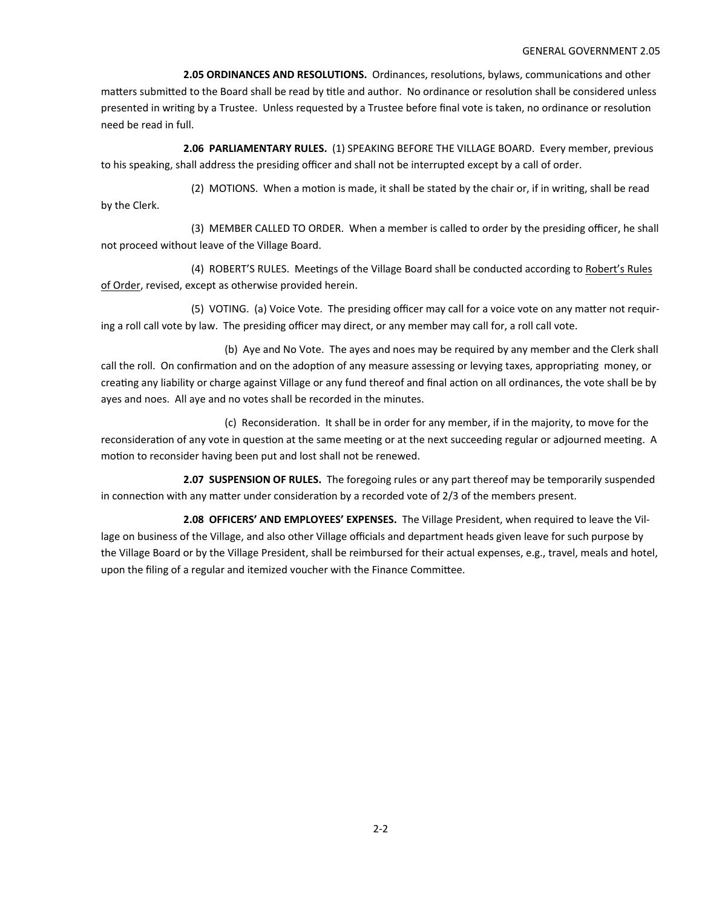**2.05 ORDINANCES AND RESOLUTIONS.** Ordinances, resolutions, bylaws, communications and other matters submitted to the Board shall be read by title and author. No ordinance or resolution shall be considered unless presented in writing by a Trustee. Unless requested by a Trustee before final vote is taken, no ordinance or resolution need be read in full.

**2.06 PARLIAMENTARY RULES.** (1) SPEAKING BEFORE THE VILLAGE BOARD. Every member, previous to his speaking, shall address the presiding officer and shall not be interrupted except by a call of order.

(2) MOTIONS. When a motion is made, it shall be stated by the chair or, if in writing, shall be read by the Clerk.

(3) MEMBER CALLED TO ORDER. When a member is called to order by the presiding officer, he shall not proceed without leave of the Village Board.

(4) ROBERT'S RULES. Meetings of the Village Board shall be conducted according to Robert's Rules of Order, revised, except as otherwise provided herein.

(5) VOTING. (a) Voice Vote. The presiding officer may call for a voice vote on any matter not requiring a roll call vote by law. The presiding officer may direct, or any member may call for, a roll call vote.

(b) Aye and No Vote. The ayes and noes may be required by any member and the Clerk shall call the roll. On confirmation and on the adoption of any measure assessing or levying taxes, appropriating money, or creating any liability or charge against Village or any fund thereof and final action on all ordinances, the vote shall be by ayes and noes. All aye and no votes shall be recorded in the minutes.

(c) Reconsideration. It shall be in order for any member, if in the majority, to move for the reconsideration of any vote in question at the same meeting or at the next succeeding regular or adjourned meeting. A motion to reconsider having been put and lost shall not be renewed.

**2.07 SUSPENSION OF RULES.** The foregoing rules or any part thereof may be temporarily suspended in connection with any matter under consideration by a recorded vote of 2/3 of the members present.

**2.08 OFFICERS' AND EMPLOYEES' EXPENSES.** The Village President, when required to leave the Village on business of the Village, and also other Village officials and department heads given leave for such purpose by the Village Board or by the Village President, shall be reimbursed for their actual expenses, e.g., travel, meals and hotel, upon the filing of a regular and itemized voucher with the Finance Committee.